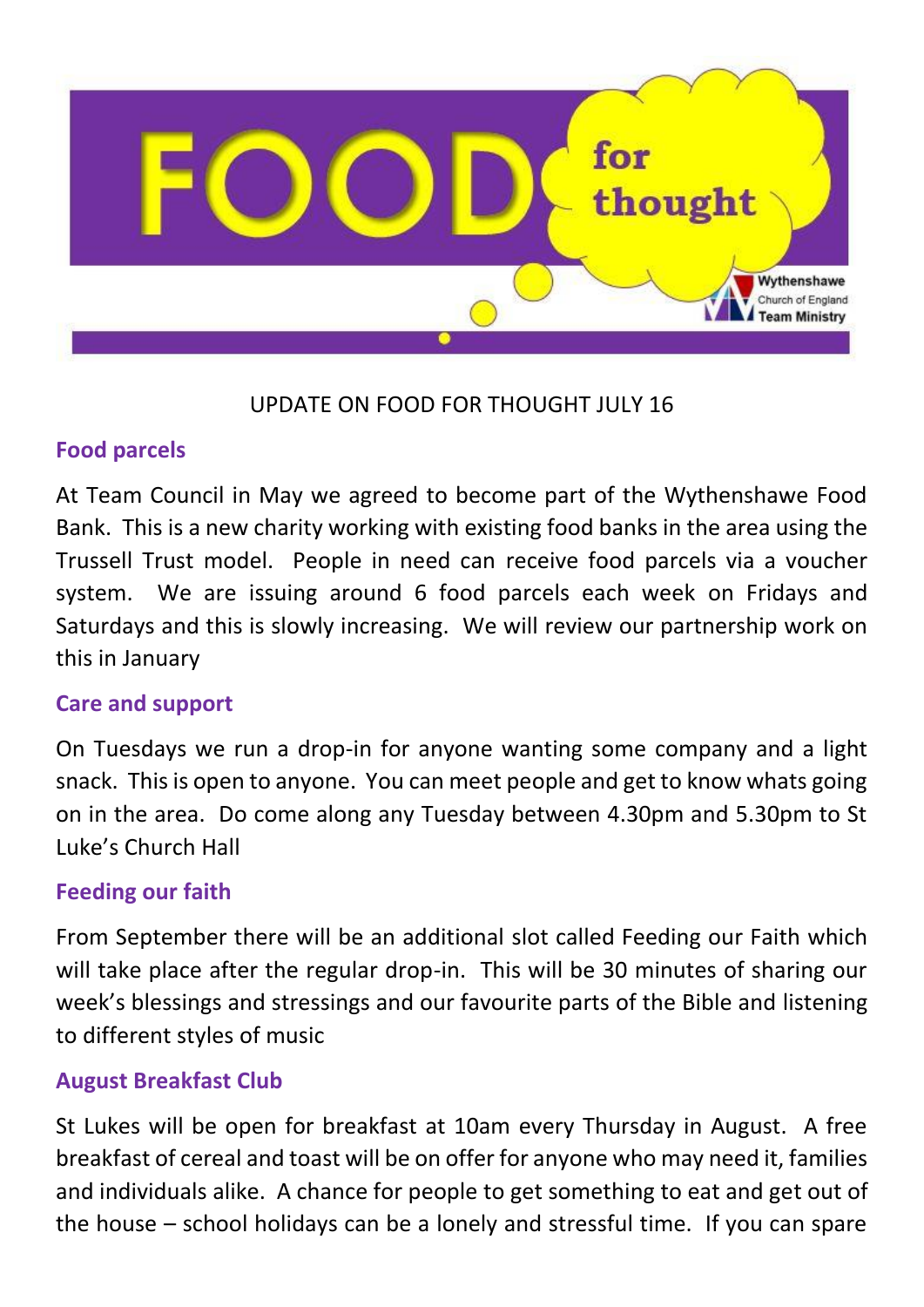# FOOD for thought

Wythenshawe Church of England Team Ministry

UPDATE ON FOOD FOR THOUGHT JULY 16

## Food parcels

At Team Council in May we agreed to become part of the Wythenshawe Food Bank. This is a new charity working with existing food banks in the area using the Trussell Trust model. People in need can receive food parcels via a voucher system. We are issuing around 6 food parcels each week on Fridays and Saturdays and this is slowly increasing. We will review our partnership work on this in January

## Care and support

On Tuesdays we run a drop-in for anyone wanting some company and a light snack. This is open to anyone. You can meet people and get to know whats going on in the area. Do come along any Tuesday between 4.30pm and 5.30pm to St Luke's Church Hall

## Feeding our faith

From September there will be an additional slot called Feeding our Faith which will take place after the regular drop-in. This will be 30 minutes of sharing our week's blessings and stressings and our favourite parts of the Bible and listening to different styles of music

## August Breakfast Club

St Lukes will be open for breakfast at 10am every Thursday in August. A free breakfast of cereal and toast will be on offer for anyone who may need it, families and individuals alike. A chance for people to get something to eat and get out of the house – school holidays can be a lonely and stressful time. If you can spare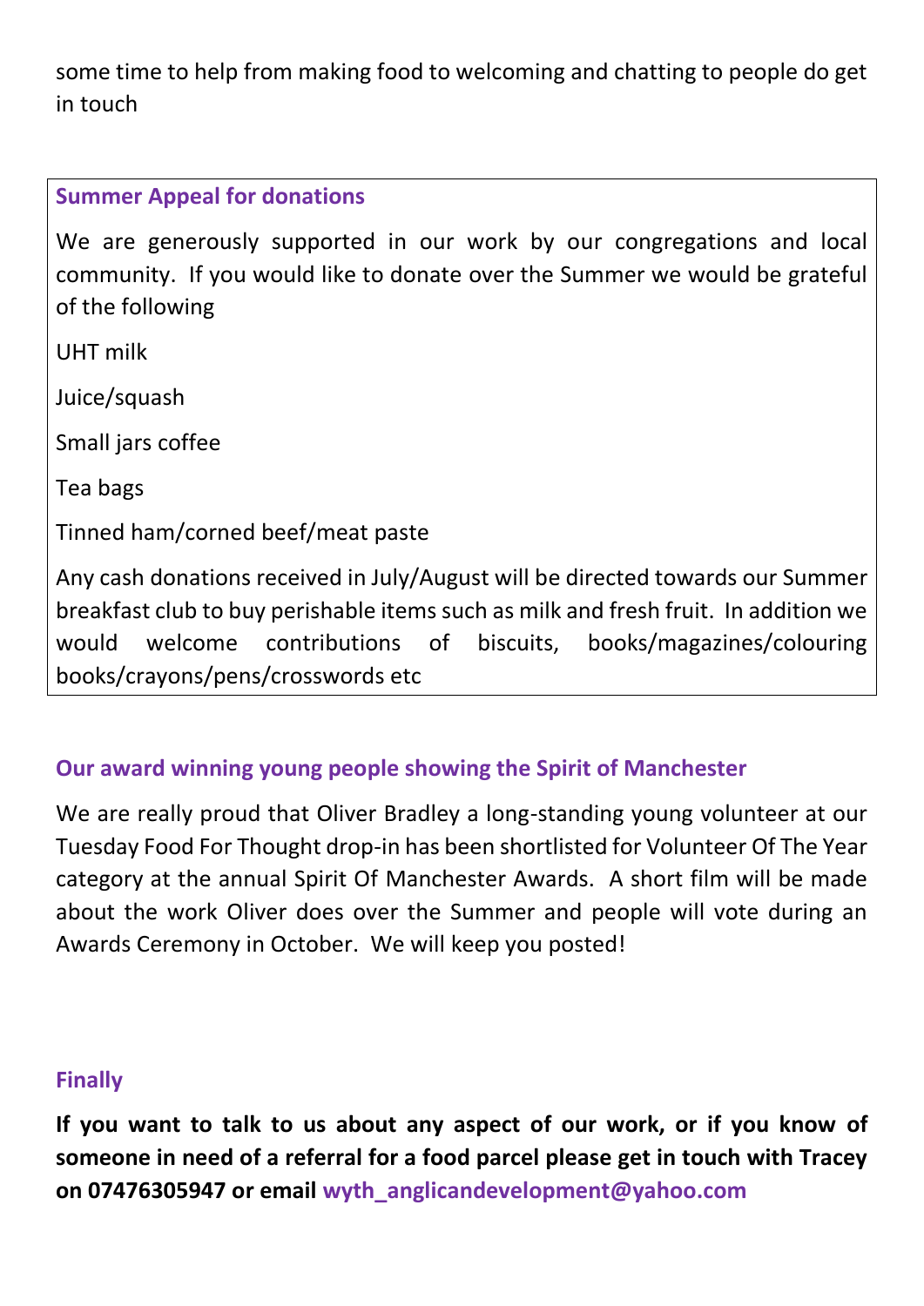some time to help from making food to welcoming and chatting to people do get in touch

**Summer Appeal for donations**

We are generously supported in our work by our congregations and local community. If you would like to donate over the Summer we would be grateful of the following

UHT milk

Juice/squash

Small jars coffee

Tea bags

Tinned ham/corned beef/meat paste

Any cash donations received in July/August will be directed towards our Summer breakfast club to buy perishable items such as milk and fresh fruit. In addition we would welcome contributions of biscuits, books/magazines/colouring books/crayons/pens/crosswords etc

## Our award winning young people showing the Spirit of Manchester

We are really proud that Oliver Bradley a long-standing young volunteer at our Tuesday Food For Thought drop-in has been shortlisted for Volunteer Of The Year category at the annual Spirit Of Manchester Awards. A short film will be made about the work Oliver does over the Summer and people will vote during an Awards Ceremony in October. We will keep you posted!

## Finally

**If you want to talk to us about any aspect of our work, or if you know of someone in need of a referral for a food parcel please get in touch with Tracey on 07476305947 or email wyth_anglicandevelopment@yahoo.com**